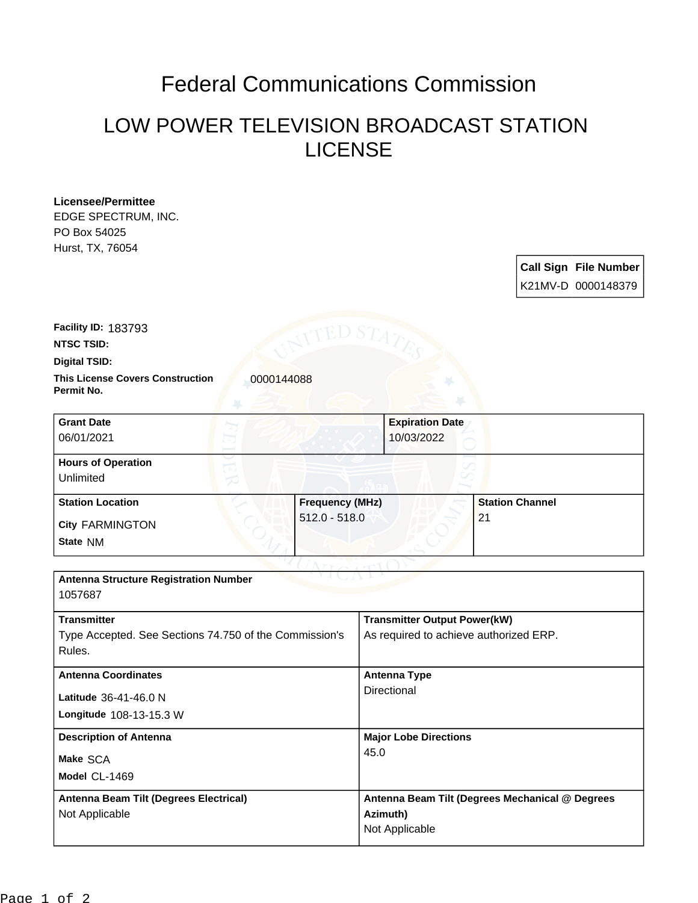# Federal Communications Commission

## LOW POWER TELEVISION BROADCAST STATION LICENSE

**Licensee/Permittee**
EDGE SPECTRUM, INC.
PO Box 54025
Hurst, TX, 76054

| Call Sign | File Number |
| --- | --- |
| K21MV-D | 0000148379 |

**Facility ID:** 183793

**NTSC TSID:**

**Digital TSID:**

**This License Covers Construction Permit No.** 0000144088

| Grant Date | Expiration Date |
| --- | --- |
| 06/01/2021 | 10/03/2022 |

**Hours of Operation**
Unlimited

| Station Location | Frequency (MHz) | Station Channel |
| --- | --- | --- |
| City FARMINGTON<br>State NM | 512.0 - 518.0 | 21 |

**Antenna Structure Registration Number**
1057687

| Transmitter | Transmitter Output Power(kW) |
| --- | --- |
| Type Accepted. See Sections 74.750 of the Commission's Rules. | As required to achieve authorized ERP. |

| Antenna Coordinates | Antenna Type |
| --- | --- |
| Latitude 36-41-46.0 N<br>Longitude 108-13-15.3 W | Directional |

| Description of Antenna | Major Lobe Directions |
| --- | --- |
| Make SCA<br>Model CL-1469 | 45.0 |

| Antenna Beam Tilt (Degrees Electrical) | Antenna Beam Tilt (Degrees Mechanical @ Degrees Azimuth) |
| --- | --- |
| Not Applicable | Not Applicable |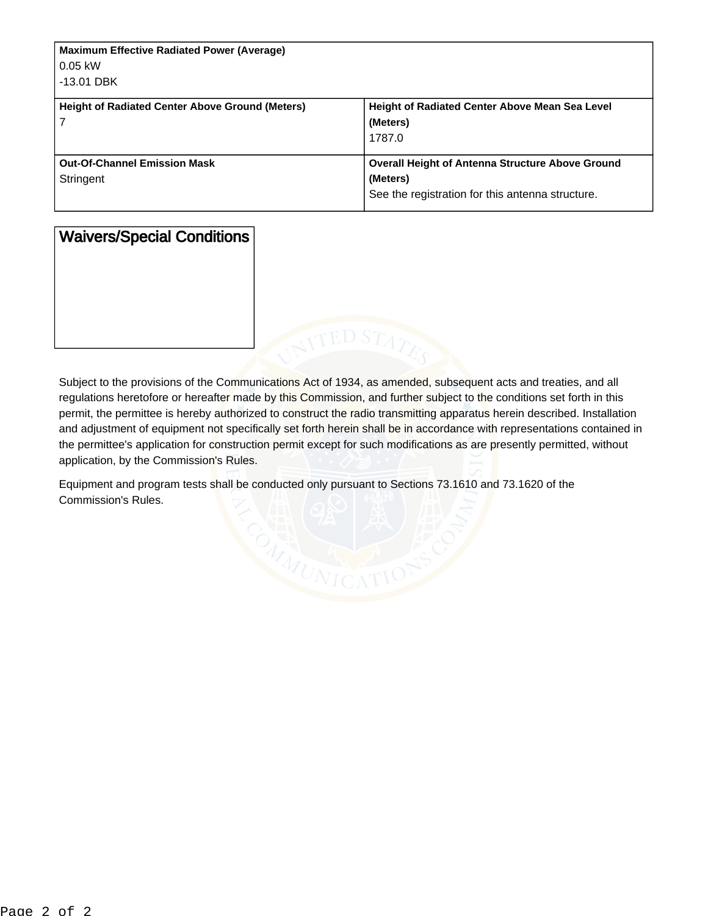| | |
|---|---|
| **Maximum Effective Radiated Power (Average)**<br>0.05 kW<br>-13.01 DBK | |
| **Height of Radiated Center Above Ground (Meters)**<br>7 | **Height of Radiated Center Above Mean Sea Level (Meters)**<br>1787.0 |
| **Out-Of-Channel Emission Mask**<br>Stringent | **Overall Height of Antenna Structure Above Ground (Meters)**<br>See the registration for this antenna structure. |

## Waivers/Special Conditions

Subject to the provisions of the Communications Act of 1934, as amended, subsequent acts and treaties, and all regulations heretofore or hereafter made by this Commission, and further subject to the conditions set forth in this permit, the permittee is hereby authorized to construct the radio transmitting apparatus herein described. Installation and adjustment of equipment not specifically set forth herein shall be in accordance with representations contained in the permittee's application for construction permit except for such modifications as are presently permitted, without application, by the Commission's Rules.

Equipment and program tests shall be conducted only pursuant to Sections 73.1610 and 73.1620 of the Commission's Rules.